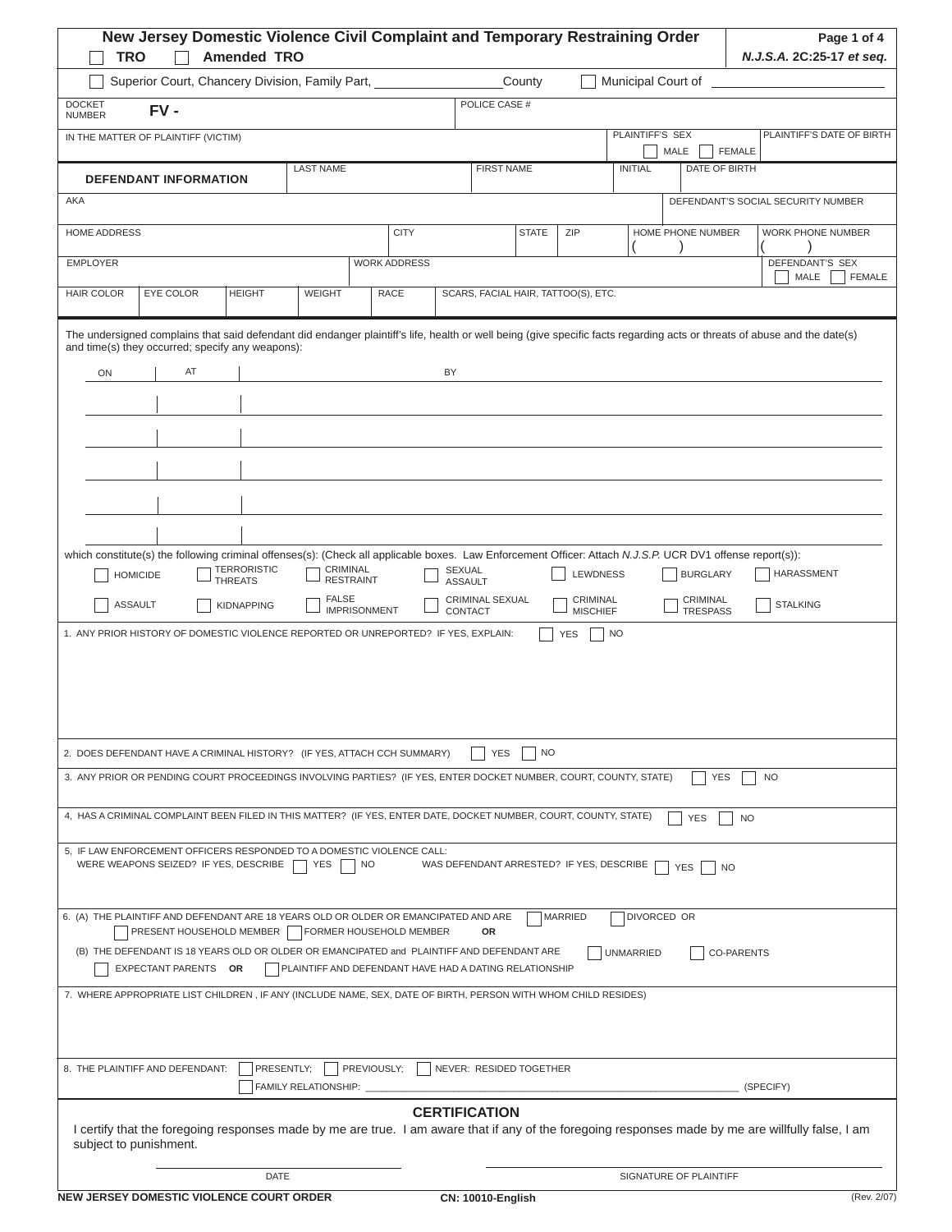# New Jersey Domestic Violence Civil Complaint and Temporary Restraining Order

☐ TRO ☐ Amended TRO

*N.J.S.A.* 2C:25-17 *et seq.*

☐ Superior Court, Chancery Division, Family Part, _________________ County ☐ Municipal Court of ________________________

| DOCKET NUMBER | FV - | POLICE CASE # |
|---|---|---|

| IN THE MATTER OF PLAINTIFF (VICTIM) | PLAINTIFF'S SEX ☐ MALE ☐ FEMALE | PLAINTIFF'S DATE OF BIRTH |
|---|---|---|

| DEFENDANT INFORMATION | LAST NAME | FIRST NAME | INITIAL | DATE OF BIRTH |
|---|---|---|---|---|

| AKA | DEFENDANT'S SOCIAL SECURITY NUMBER |
|---|---|

| HOME ADDRESS | CITY | STATE | ZIP | HOME PHONE NUMBER ( ) | WORK PHONE NUMBER ( ) |
|---|---|---|---|---|---|

| EMPLOYER | WORK ADDRESS | DEFENDANT'S SEX ☐ MALE ☐ FEMALE |
|---|---|---|

| HAIR COLOR | EYE COLOR | HEIGHT | WEIGHT | RACE | SCARS, FACIAL HAIR, TATTOO(S), ETC. |
|---|---|---|---|---|---|

The undersigned complains that said defendant did endanger plaintiff's life, health or well being (give specific facts regarding acts or threats of abuse and the date(s) and time(s) they occurred; specify any weapons):

| ON | AT | BY |
|---|---|---|
| | | |
| | | |
| | | |
| | | |
| | | |

which constitute(s) the following criminal offenses(s): (Check all applicable boxes. Law Enforcement Officer: Attach *N.J.S.P.* UCR DV1 offense report(s)):

☐ HOMICIDE ☐ TERRORISTIC THREATS ☐ CRIMINAL RESTRAINT ☐ SEXUAL ASSAULT ☐ LEWDNESS ☐ BURGLARY ☐ HARASSMENT

☐ ASSAULT ☐ KIDNAPPING ☐ FALSE IMPRISONMENT ☐ CRIMINAL SEXUAL CONTACT ☐ CRIMINAL MISCHIEF ☐ CRIMINAL TRESPASS ☐ STALKING

1. ANY PRIOR HISTORY OF DOMESTIC VIOLENCE REPORTED OR UNREPORTED? IF YES, EXPLAIN: ☐ YES ☐ NO

2. DOES DEFENDANT HAVE A CRIMINAL HISTORY? (IF YES, ATTACH CCH SUMMARY) ☐ YES ☐ NO

3. ANY PRIOR OR PENDING COURT PROCEEDINGS INVOLVING PARTIES? (IF YES, ENTER DOCKET NUMBER, COURT, COUNTY, STATE) ☐ YES ☐ NO

4, HAS A CRIMINAL COMPLAINT BEEN FILED IN THIS MATTER? (IF YES, ENTER DATE, DOCKET NUMBER, COURT, COUNTY, STATE) ☐ YES ☐ NO

5, IF LAW ENFORCEMENT OFFICERS RESPONDED TO A DOMESTIC VIOLENCE CALL:
WERE WEAPONS SEIZED? IF YES, DESCRIBE ☐ YES ☐ NO WAS DEFENDANT ARRESTED? IF YES, DESCRIBE ☐ YES ☐ NO

6. (A) THE PLAINTIFF AND DEFENDANT ARE 18 YEARS OLD OR OLDER OR EMANCIPATED AND ARE ☐ MARRIED ☐ DIVORCED OR ☐ PRESENT HOUSEHOLD MEMBER ☐ FORMER HOUSEHOLD MEMBER **OR**
(B) THE DEFENDANT IS 18 YEARS OLD OR OLDER OR EMANCIPATED and PLAINTIFF AND DEFENDANT ARE ☐ UNMARRIED ☐ CO-PARENTS ☐ EXPECTANT PARENTS **OR** ☐ PLAINTIFF AND DEFENDANT HAVE HAD A DATING RELATIONSHIP

7. WHERE APPROPRIATE LIST CHILDREN , IF ANY (INCLUDE NAME, SEX, DATE OF BIRTH, PERSON WITH WHOM CHILD RESIDES)

8. THE PLAINTIFF AND DEFENDANT: ☐ PRESENTLY; ☐ PREVIOUSLY; ☐ NEVER: RESIDED TOGETHER
☐ FAMILY RELATIONSHIP: ______________________________________________ (SPECIFY)

## CERTIFICATION

I certify that the foregoing responses made by me are true. I am aware that if any of the foregoing responses made by me are willfully false, I am subject to punishment.

______________________ DATE ______________________ SIGNATURE OF PLAINTIFF

**NEW JERSEY DOMESTIC VIOLENCE COURT ORDER** **CN: 10010-English** (Rev. 2/07)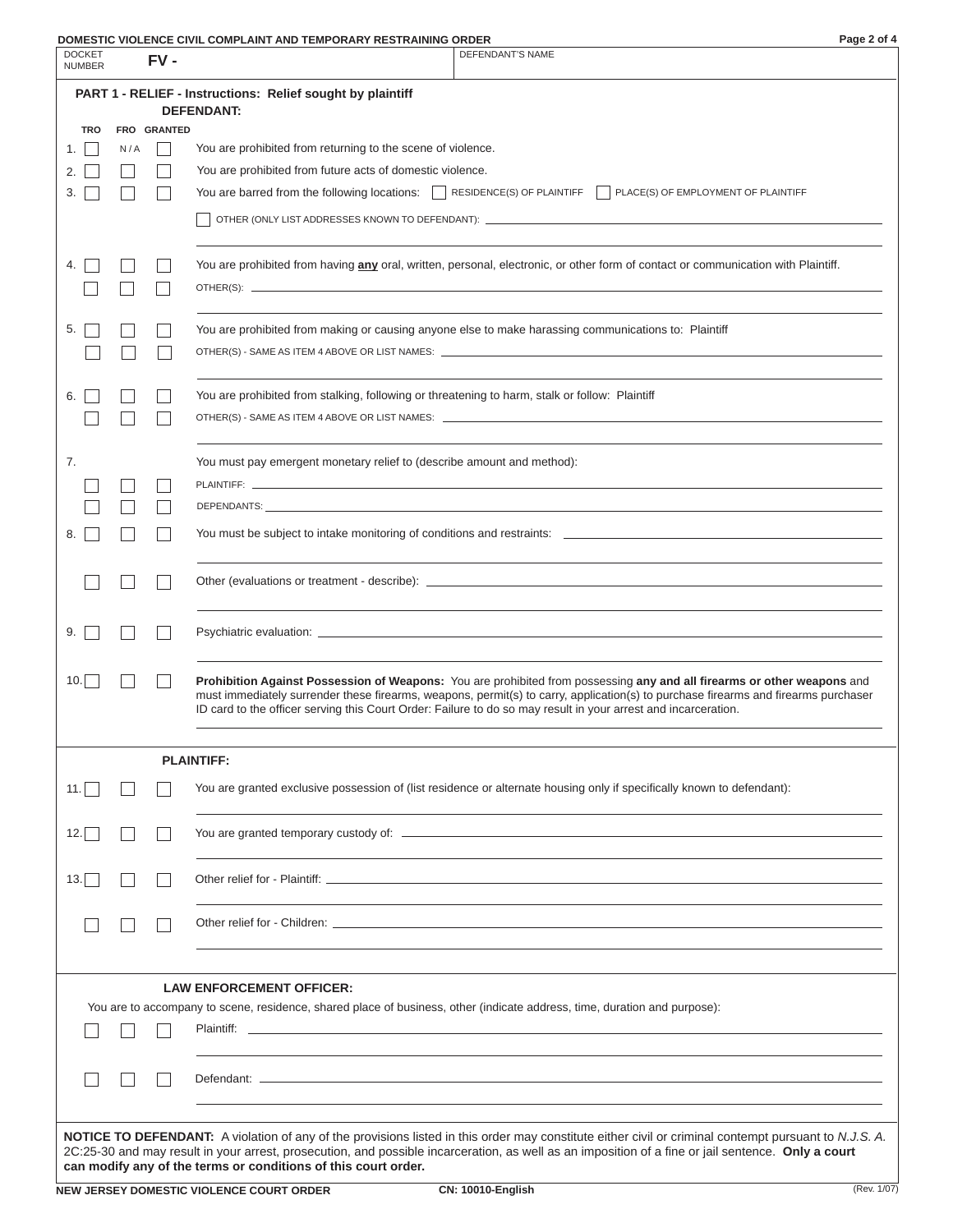**DOMESTIC VIOLENCE CIVIL COMPLAINT AND TEMPORARY RESTRAINING ORDER**

| DOCKET NUMBER | FV - | DEFENDANT'S NAME |
|---|---|---|

## PART 1 - RELIEF - Instructions: Relief sought by plaintiff

### DEFENDANT:

| | TRO | FRO | GRANTED | |
|---|---|---|---|---|
| 1. | ☐ | N / A | ☐ | You are prohibited from returning to the scene of violence. |
| 2. | ☐ | ☐ | ☐ | You are prohibited from future acts of domestic violence. |
| 3. | ☐ | ☐ | ☐ | You are barred from the following locations: ☐ RESIDENCE(S) OF PLAINTIFF ☐ PLACE(S) OF EMPLOYMENT OF PLAINTIFF<br>☐ OTHER (ONLY LIST ADDRESSES KNOWN TO DEFENDANT): ______ |
| 4. | ☐ | ☐ | ☐ | You are prohibited from having **any** oral, written, personal, electronic, or other form of contact or communication with Plaintiff. |
| | ☐ | ☐ | ☐ | OTHER(S): ______ |
| 5. | ☐ | ☐ | ☐ | You are prohibited from making or causing anyone else to make harassing communications to: Plaintiff |
| | ☐ | ☐ | ☐ | OTHER(S) - SAME AS ITEM 4 ABOVE OR LIST NAMES: ______ |
| 6. | ☐ | ☐ | ☐ | You are prohibited from stalking, following or threatening to harm, stalk or follow: Plaintiff |
| | ☐ | ☐ | ☐ | OTHER(S) - SAME AS ITEM 4 ABOVE OR LIST NAMES: ______ |
| 7. | | | | You must pay emergent monetary relief to (describe amount and method): |
| | ☐ | ☐ | ☐ | PLAINTIFF: ______ |
| | ☐ | ☐ | ☐ | DEPENDANTS: ______ |
| 8. | ☐ | ☐ | ☐ | You must be subject to intake monitoring of conditions and restraints: ______ |
| | ☐ | ☐ | ☐ | Other (evaluations or treatment - describe): ______ |
| 9. | ☐ | ☐ | ☐ | Psychiatric evaluation: ______ |
| 10. | ☐ | ☐ | ☐ | **Prohibition Against Possession of Weapons:** You are prohibited from possessing **any and all firearms or other weapons** and must immediately surrender these firearms, weapons, permit(s) to carry, application(s) to purchase firearms and firearms purchaser ID card to the officer serving this Court Order: Failure to do so may result in your arrest and incarceration. |

### PLAINTIFF:

| | TRO | FRO | GRANTED | |
|---|---|---|---|---|
| 11. | ☐ | ☐ | ☐ | You are granted exclusive possession of (list residence or alternate housing only if specifically known to defendant): ______ |
| 12. | ☐ | ☐ | ☐ | You are granted temporary custody of: ______ |
| 13. | ☐ | ☐ | ☐ | Other relief for - Plaintiff: ______ |
| | ☐ | ☐ | ☐ | Other relief for - Children: ______ |

### LAW ENFORCEMENT OFFICER:

You are to accompany to scene, residence, shared place of business, other (indicate address, time, duration and purpose):

| TRO | FRO | GRANTED | |
|---|---|---|---|
| ☐ | ☐ | ☐ | Plaintiff: ______ |
| ☐ | ☐ | ☐ | Defendant: ______ |

**NOTICE TO DEFENDANT:** A violation of any of the provisions listed in this order may constitute either civil or criminal contempt pursuant to *N.J.S. A.* 2C:25-30 and may result in your arrest, prosecution, and possible incarceration, as well as an imposition of a fine or jail sentence. **Only a court can modify any of the terms or conditions of this court order.**

**NEW JERSEY DOMESTIC VIOLENCE COURT ORDER** **CN: 10010-English** (Rev. 1/07)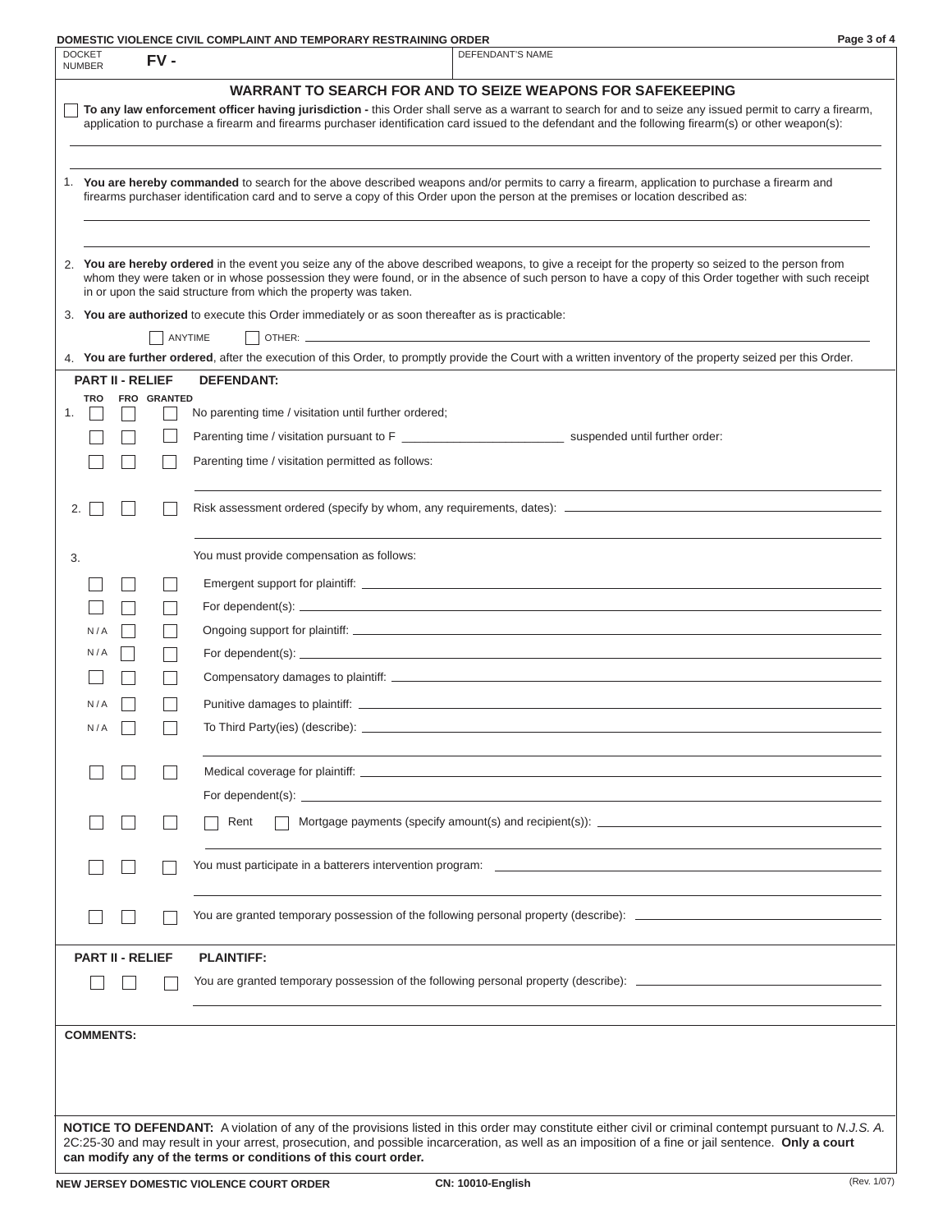DOMESTIC VIOLENCE CIVIL COMPLAINT AND TEMPORARY RESTRAINING ORDER

| DOCKET NUMBER FV - | DEFENDANT'S NAME |
|---|---|
| | |

## WARRANT TO SEARCH FOR AND TO SEIZE WEAPONS FOR SAFEKEEPING

☐ **To any law enforcement officer having jurisdiction -** this Order shall serve as a warrant to search for and to seize any issued permit to carry a firearm, application to purchase a firearm and firearms purchaser identification card issued to the defendant and the following firearm(s) or other weapon(s):

1. **You are hereby commanded** to search for the above described weapons and/or permits to carry a firearm, application to purchase a firearm and firearms purchaser identification card and to serve a copy of this Order upon the person at the premises or location described as:

2. **You are hereby ordered** in the event you seize any of the above described weapons, to give a receipt for the property so seized to the person from whom they were taken or in whose possession they were found, or in the absence of such person to have a copy of this Order together with such receipt in or upon the said structure from which the property was taken.

3. **You are authorized** to execute this Order immediately or as soon thereafter as is practicable:

   ☐ ANYTIME ☐ OTHER: \_\_\_\_\_\_\_\_\_\_\_\_\_\_\_\_\_\_\_\_

4. **You are further ordered**, after the execution of this Order, to promptly provide the Court with a written inventory of the property seized per this Order.

## PART II - RELIEF DEFENDANT:

| | TRO | FRO | GRANTED | |
|---|---|---|---|---|
| 1. | ☐ | ☐ | ☐ | No parenting time / visitation until further ordered; |
| | ☐ | ☐ | ☐ | Parenting time / visitation pursuant to F \_\_\_\_\_\_\_\_\_\_\_\_\_\_\_\_\_\_\_\_ suspended until further order: |
| | ☐ | ☐ | ☐ | Parenting time / visitation permitted as follows: |
| 2. | ☐ | ☐ | ☐ | Risk assessment ordered (specify by whom, any requirements, dates): \_\_\_\_\_\_\_\_\_\_\_\_\_\_\_\_\_\_\_\_ |
| 3. | | | | You must provide compensation as follows: |
| | ☐ | ☐ | ☐ | Emergent support for plaintiff: \_\_\_\_\_\_\_\_\_\_\_\_\_\_\_\_\_\_\_\_ |
| | ☐ | ☐ | ☐ | For dependent(s): \_\_\_\_\_\_\_\_\_\_\_\_\_\_\_\_\_\_\_\_ |
| | N / A | ☐ | ☐ | Ongoing support for plaintiff: \_\_\_\_\_\_\_\_\_\_\_\_\_\_\_\_\_\_\_\_ |
| | N / A | ☐ | ☐ | For dependent(s): \_\_\_\_\_\_\_\_\_\_\_\_\_\_\_\_\_\_\_\_ |
| | ☐ | ☐ | ☐ | Compensatory damages to plaintiff: \_\_\_\_\_\_\_\_\_\_\_\_\_\_\_\_\_\_\_\_ |
| | N / A | ☐ | ☐ | Punitive damages to plaintiff: \_\_\_\_\_\_\_\_\_\_\_\_\_\_\_\_\_\_\_\_ |
| | N / A | ☐ | ☐ | To Third Party(ies) (describe): \_\_\_\_\_\_\_\_\_\_\_\_\_\_\_\_\_\_\_\_ |
| | ☐ | ☐ | ☐ | Medical coverage for plaintiff: \_\_\_\_\_\_\_\_\_\_\_\_\_\_\_\_\_\_\_\_ <br> For dependent(s): \_\_\_\_\_\_\_\_\_\_\_\_\_\_\_\_\_\_\_\_ |
| | ☐ | ☐ | ☐ | ☐ Rent ☐ Mortgage payments (specify amount(s) and recipient(s)): \_\_\_\_\_\_\_\_\_\_\_\_\_\_\_\_\_\_\_\_ |
| | ☐ | ☐ | ☐ | You must participate in a batterers intervention program: \_\_\_\_\_\_\_\_\_\_\_\_\_\_\_\_\_\_\_\_ |
| | ☐ | ☐ | ☐ | You are granted temporary possession of the following personal property (describe): \_\_\_\_\_\_\_\_\_\_\_\_\_\_\_\_\_\_\_\_ |

## PART II - RELIEF PLAINTIFF:

| TRO | FRO | GRANTED | |
|---|---|---|---|
| ☐ | ☐ | ☐ | You are granted temporary possession of the following personal property (describe): \_\_\_\_\_\_\_\_\_\_\_\_\_\_\_\_\_\_\_\_ |

**COMMENTS:**

**NOTICE TO DEFENDANT:** A violation of any of the provisions listed in this order may constitute either civil or criminal contempt pursuant to *N.J.S. A.* 2C:25-30 and may result in your arrest, prosecution, and possible incarceration, as well as an imposition of a fine or jail sentence. **Only a court can modify any of the terms or conditions of this court order.**

NEW JERSEY DOMESTIC VIOLENCE COURT ORDER CN: 10010-English (Rev. 1/07)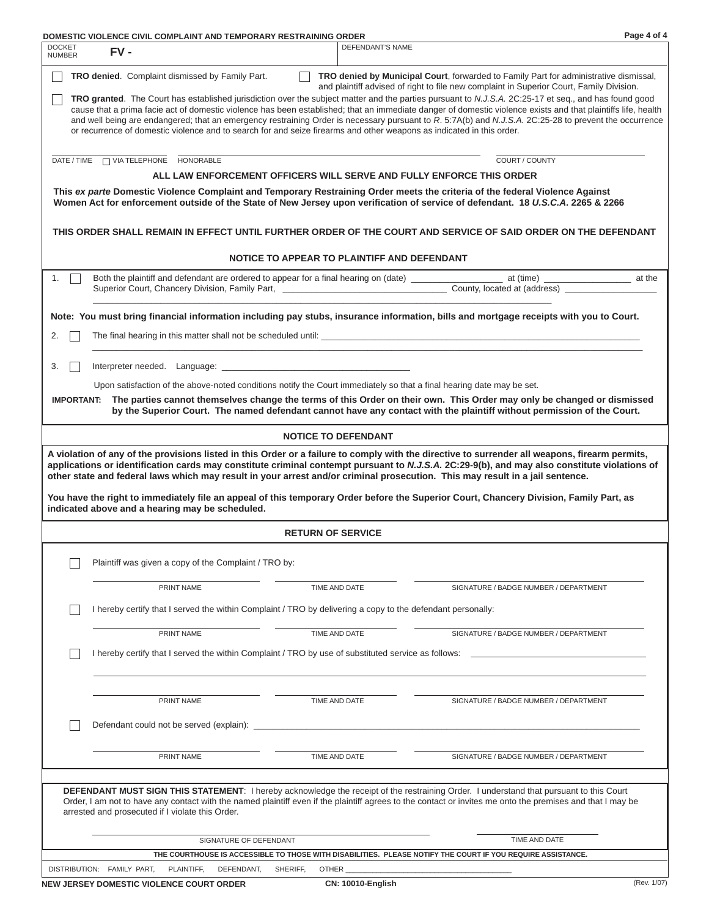**DOMESTIC VIOLENCE CIVIL COMPLAINT AND TEMPORARY RESTRAINING ORDER**

| DOCKET NUMBER **FV -** | DEFENDANT'S NAME |
|---|---|

☐ **TRO denied**. Complaint dismissed by Family Part.

☐ **TRO denied by Municipal Court**, forwarded to Family Part for administrative dismissal, and plaintiff advised of right to file new complaint in Superior Court, Family Division.

☐ **TRO granted**. The Court has established jurisdiction over the subject matter and the parties pursuant to *N.J.S.A.* 2C:25-17 et seq., and has found good cause that a prima facie act of domestic violence has been established; that an immediate danger of domestic violence exists and that plaintiffs life, health and well being are endangered; that an emergency restraining Order is necessary pursuant to *R*. 5:7A(b) and *N.J.S.A.* 2C:25-28 to prevent the occurrence or recurrence of domestic violence and to search for and seize firearms and other weapons as indicated in this order.

DATE / TIME ☐ VIA TELEPHONE HONORABLE ______________________ COURT / COUNTY ______________________

**ALL LAW ENFORCEMENT OFFICERS WILL SERVE AND FULLY ENFORCE THIS ORDER**

**This *ex parte* Domestic Violence Complaint and Temporary Restraining Order meets the criteria of the federal Violence Against Women Act for enforcement outside of the State of New Jersey upon verification of service of defendant. 18 *U.S.C.A.* 2265 & 2266**

**THIS ORDER SHALL REMAIN IN EFFECT UNTIL FURTHER ORDER OF THE COURT AND SERVICE OF SAID ORDER ON THE DEFENDANT**

## NOTICE TO APPEAR TO PLAINTIFF AND DEFENDANT

1. ☐ Both the plaintiff and defendant are ordered to appear for a final hearing on (date) ______________ at (time) ______________ at the Superior Court, Chancery Division, Family Part, ______________________ County, located at (address) ______________________

**Note: You must bring financial information including pay stubs, insurance information, bills and mortgage receipts with you to Court.**

2. ☐ The final hearing in this matter shall not be scheduled until: ______________________________________________

3. ☐ Interpreter needed. Language: ______________________

Upon satisfaction of the above-noted conditions notify the Court immediately so that a final hearing date may be set.

**IMPORTANT: The parties cannot themselves change the terms of this Order on their own. This Order may only be changed or dismissed by the Superior Court. The named defendant cannot have any contact with the plaintiff without permission of the Court.**

## NOTICE TO DEFENDANT

**A violation of any of the provisions listed in this Order or a failure to comply with the directive to surrender all weapons, firearm permits, applications or identification cards may constitute criminal contempt pursuant to *N.J.S.A.* 2C:29-9(b), and may also constitute violations of other state and federal laws which may result in your arrest and/or criminal prosecution. This may result in a jail sentence.**

**You have the right to immediately file an appeal of this temporary Order before the Superior Court, Chancery Division, Family Part, as indicated above and a hearing may be scheduled.**

## RETURN OF SERVICE

☐ Plaintiff was given a copy of the Complaint / TRO by:

PRINT NAME ______________ TIME AND DATE ______________ SIGNATURE / BADGE NUMBER / DEPARTMENT ______________

☐ I hereby certify that I served the within Complaint / TRO by delivering a copy to the defendant personally:

PRINT NAME ______________ TIME AND DATE ______________ SIGNATURE / BADGE NUMBER / DEPARTMENT ______________

☐ I hereby certify that I served the within Complaint / TRO by use of substituted service as follows: ______________________

PRINT NAME ______________ TIME AND DATE ______________ SIGNATURE / BADGE NUMBER / DEPARTMENT ______________

☐ Defendant could not be served (explain): ______________________

PRINT NAME ______________ TIME AND DATE ______________ SIGNATURE / BADGE NUMBER / DEPARTMENT ______________

**DEFENDANT MUST SIGN THIS STATEMENT**: I hereby acknowledge the receipt of the restraining Order. I understand that pursuant to this Court Order, I am not to have any contact with the named plaintiff even if the plaintiff agrees to the contact or invites me onto the premises and that I may be arrested and prosecuted if I violate this Order.

SIGNATURE OF DEFENDANT ______________________ TIME AND DATE ______________

**THE COURTHOUSE IS ACCESSIBLE TO THOSE WITH DISABILITIES. PLEASE NOTIFY THE COURT IF YOU REQUIRE ASSISTANCE.**

DISTRIBUTION: FAMILY PART, PLAINTIFF, DEFENDANT, SHERIFF, OTHER ______________________

**NEW JERSEY DOMESTIC VIOLENCE COURT ORDER** **CN: 10010-English** (Rev. 1/07)